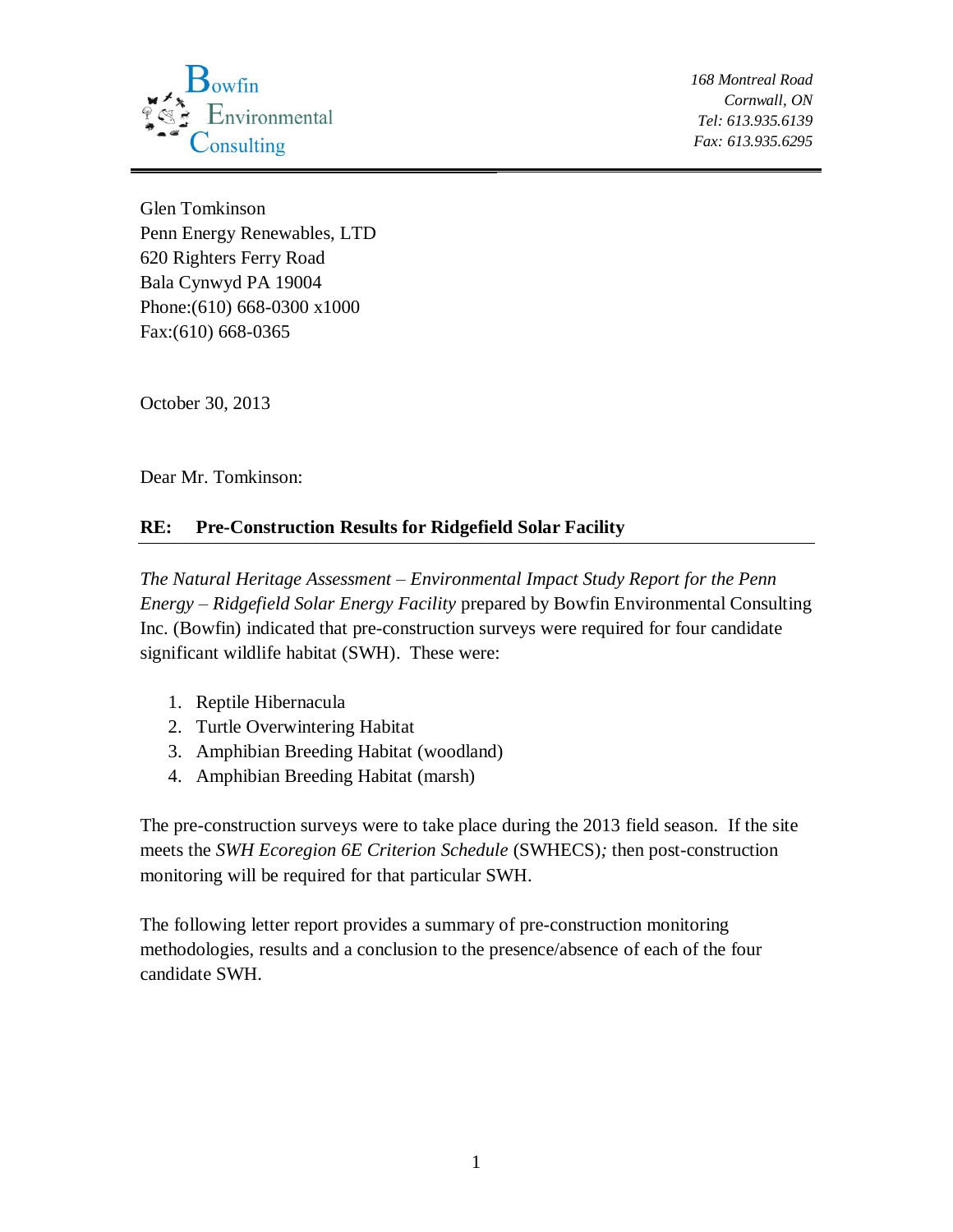Bowfin Environmental Consulting

*168 Montreal Road*
*Cornwall, ON*
*Tel: 613.935.6139*
*Fax: 613.935.6295*

---

Glen Tomkinson
Penn Energy Renewables, LTD
620 Righters Ferry Road
Bala Cynwyd PA 19004
Phone:(610) 668-0300 x1000
Fax:(610) 668-0365

October 30, 2013

Dear Mr. Tomkinson:

**RE: Pre-Construction Results for Ridgefield Solar Facility**

*The Natural Heritage Assessment – Environmental Impact Study Report for the Penn Energy – Ridgefield Solar Energy Facility* prepared by Bowfin Environmental Consulting Inc. (Bowfin) indicated that pre-construction surveys were required for four candidate significant wildlife habitat (SWH). These were:

1. Reptile Hibernacula
2. Turtle Overwintering Habitat
3. Amphibian Breeding Habitat (woodland)
4. Amphibian Breeding Habitat (marsh)

The pre-construction surveys were to take place during the 2013 field season. If the site meets the *SWH Ecoregion 6E Criterion Schedule* (SWHECS)*;* then post-construction monitoring will be required for that particular SWH.

The following letter report provides a summary of pre-construction monitoring methodologies, results and a conclusion to the presence/absence of each of the four candidate SWH.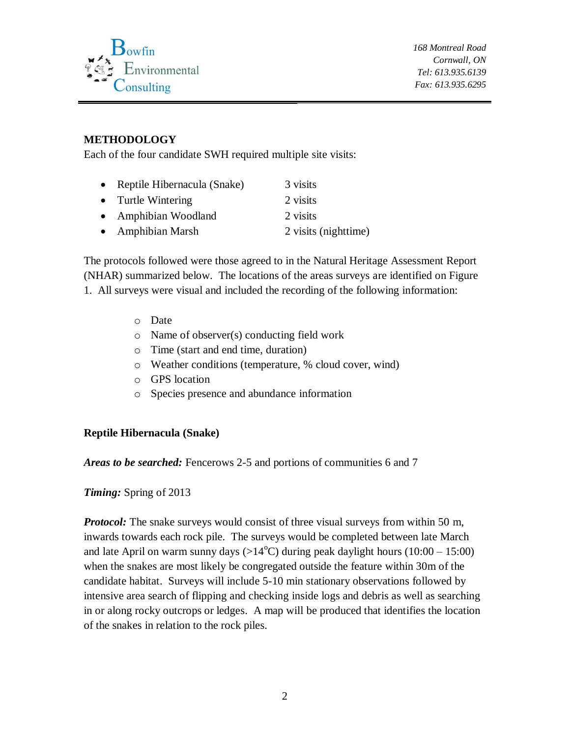## METHODOLOGY

Each of the four candidate SWH required multiple site visits:

- Reptile Hibernacula (Snake) 3 visits
- Turtle Wintering 2 visits
- Amphibian Woodland 2 visits
- Amphibian Marsh 2 visits (nighttime)

The protocols followed were those agreed to in the Natural Heritage Assessment Report (NHAR) summarized below. The locations of the areas surveys are identified on Figure 1. All surveys were visual and included the recording of the following information:

- Date
- Name of observer(s) conducting field work
- Time (start and end time, duration)
- Weather conditions (temperature, % cloud cover, wind)
- GPS location
- Species presence and abundance information

### Reptile Hibernacula (Snake)

***Areas to be searched:*** Fencerows 2-5 and portions of communities 6 and 7

***Timing:*** Spring of 2013

***Protocol:*** The snake surveys would consist of three visual surveys from within 50 m, inwards towards each rock pile. The surveys would be completed between late March and late April on warm sunny days (>14$^{o}$C) during peak daylight hours (10:00 – 15:00) when the snakes are most likely be congregated outside the feature within 30m of the candidate habitat. Surveys will include 5-10 min stationary observations followed by intensive area search of flipping and checking inside logs and debris as well as searching in or along rocky outcrops or ledges. A map will be produced that identifies the location of the snakes in relation to the rock piles.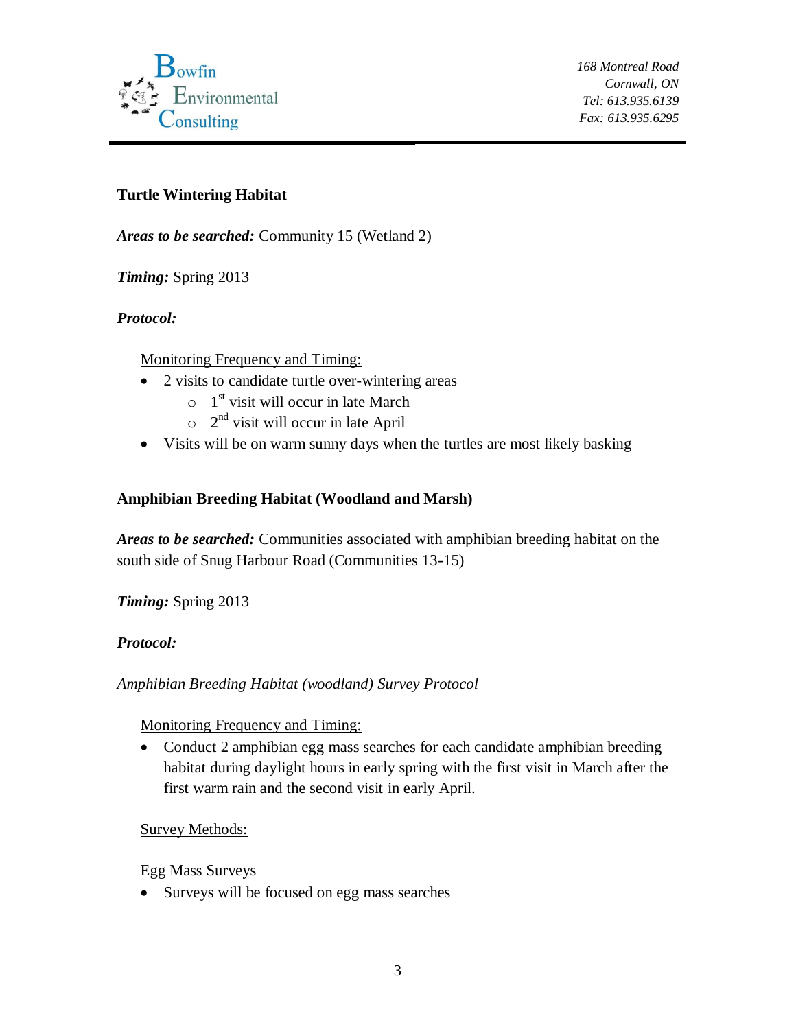**Turtle Wintering Habitat**

***Areas to be searched:*** Community 15 (Wetland 2)

***Timing:*** Spring 2013

***Protocol:***

Monitoring Frequency and Timing:

- 2 visits to candidate turtle over-wintering areas
    - 1st visit will occur in late March
    - 2nd visit will occur in late April
- Visits will be on warm sunny days when the turtles are most likely basking

**Amphibian Breeding Habitat (Woodland and Marsh)**

***Areas to be searched:*** Communities associated with amphibian breeding habitat on the south side of Snug Harbour Road (Communities 13-15)

***Timing:*** Spring 2013

***Protocol:***

*Amphibian Breeding Habitat (woodland) Survey Protocol*

Monitoring Frequency and Timing:

- Conduct 2 amphibian egg mass searches for each candidate amphibian breeding habitat during daylight hours in early spring with the first visit in March after the first warm rain and the second visit in early April.

Survey Methods:

Egg Mass Surveys

- Surveys will be focused on egg mass searches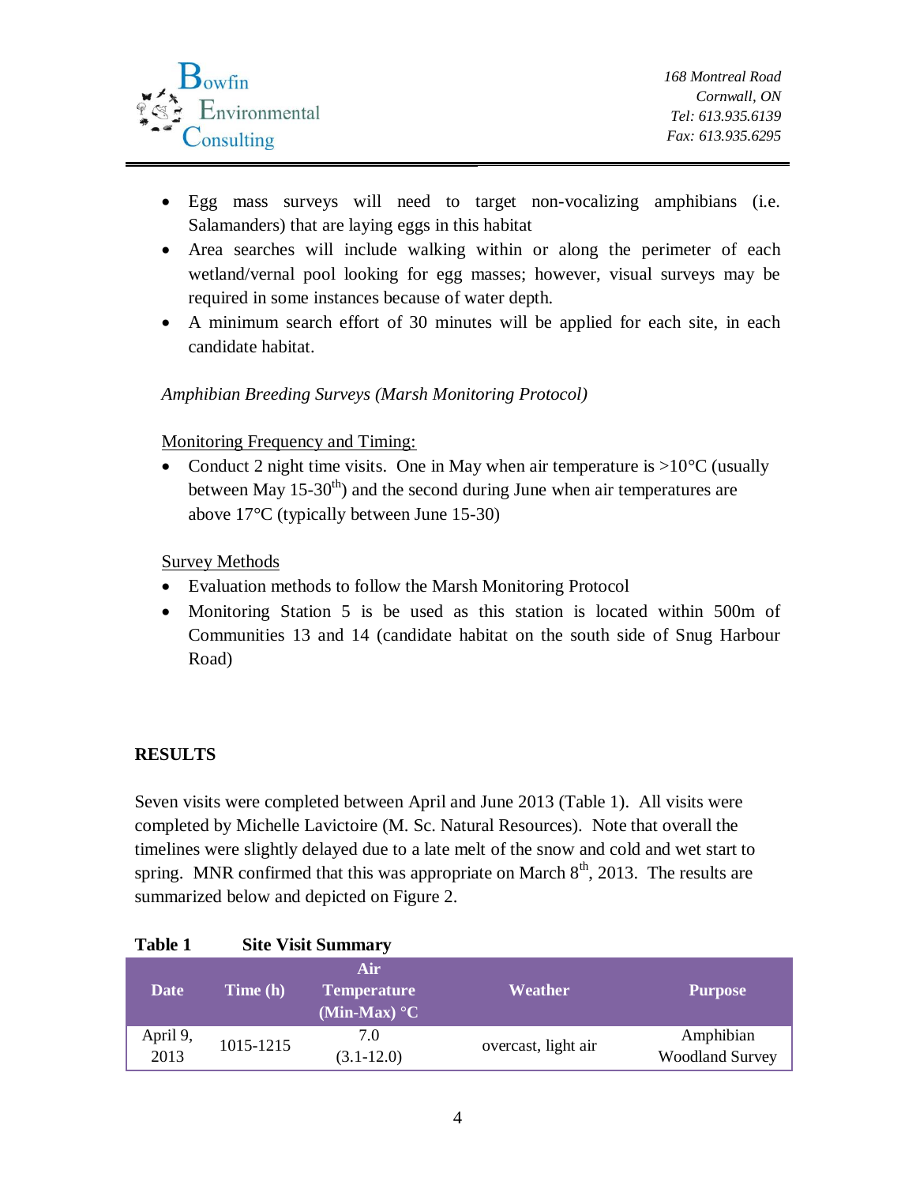- Egg mass surveys will need to target non-vocalizing amphibians (i.e. Salamanders) that are laying eggs in this habitat
- Area searches will include walking within or along the perimeter of each wetland/vernal pool looking for egg masses; however, visual surveys may be required in some instances because of water depth.
- A minimum search effort of 30 minutes will be applied for each site, in each candidate habitat.

*Amphibian Breeding Surveys (Marsh Monitoring Protocol)*

Monitoring Frequency and Timing:

- Conduct 2 night time visits. One in May when air temperature is >10°C (usually between May 15-30th) and the second during June when air temperatures are above 17°C (typically between June 15-30)

Survey Methods

- Evaluation methods to follow the Marsh Monitoring Protocol
- Monitoring Station 5 is be used as this station is located within 500m of Communities 13 and 14 (candidate habitat on the south side of Snug Harbour Road)

## RESULTS

Seven visits were completed between April and June 2013 (Table 1). All visits were completed by Michelle Lavictoire (M. Sc. Natural Resources). Note that overall the timelines were slightly delayed due to a late melt of the snow and cold and wet start to spring. MNR confirmed that this was appropriate on March 8th, 2013. The results are summarized below and depicted on Figure 2.

**Table 1 Site Visit Summary**

| Date | Time (h) | Air Temperature (Min-Max) °C | Weather | Purpose |
|---|---|---|---|---|
| April 9, 2013 | 1015-1215 | 7.0 (3.1-12.0) | overcast, light air | Amphibian Woodland Survey |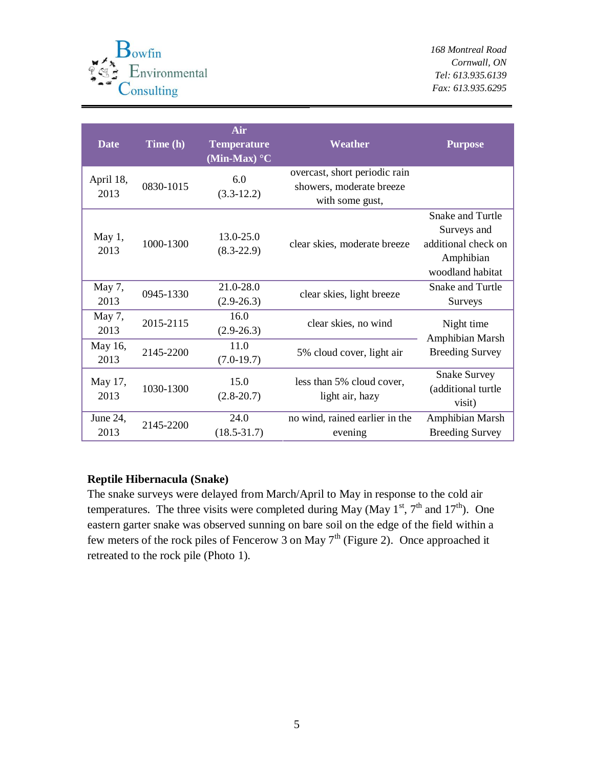| Date | Time (h) | Air Temperature (Min-Max) °C | Weather | Purpose |
|---|---|---|---|---|
| April 18, 2013 | 0830-1015 | 6.0 (3.3-12.2) | overcast, short periodic rain showers, moderate breeze with some gust, | |
| May 1, 2013 | 1000-1300 | 13.0-25.0 (8.3-22.9) | clear skies, moderate breeze | Snake and Turtle Surveys and additional check on Amphibian woodland habitat |
| May 7, 2013 | 0945-1330 | 21.0-28.0 (2.9-26.3) | clear skies, light breeze | Snake and Turtle Surveys |
| May 7, 2013 | 2015-2115 | 16.0 (2.9-26.3) | clear skies, no wind | Night time Amphibian Marsh Breeding Survey |
| May 16, 2013 | 2145-2200 | 11.0 (7.0-19.7) | 5% cloud cover, light air | |
| May 17, 2013 | 1030-1300 | 15.0 (2.8-20.7) | less than 5% cloud cover, light air, hazy | Snake Survey (additional turtle visit) |
| June 24, 2013 | 2145-2200 | 24.0 (18.5-31.7) | no wind, rained earlier in the evening | Amphibian Marsh Breeding Survey |

**Reptile Hibernacula (Snake)**

The snake surveys were delayed from March/April to May in response to the cold air temperatures. The three visits were completed during May (May 1st, 7th and 17th). One eastern garter snake was observed sunning on bare soil on the edge of the field within a few meters of the rock piles of Fencerow 3 on May 7th (Figure 2). Once approached it retreated to the rock pile (Photo 1).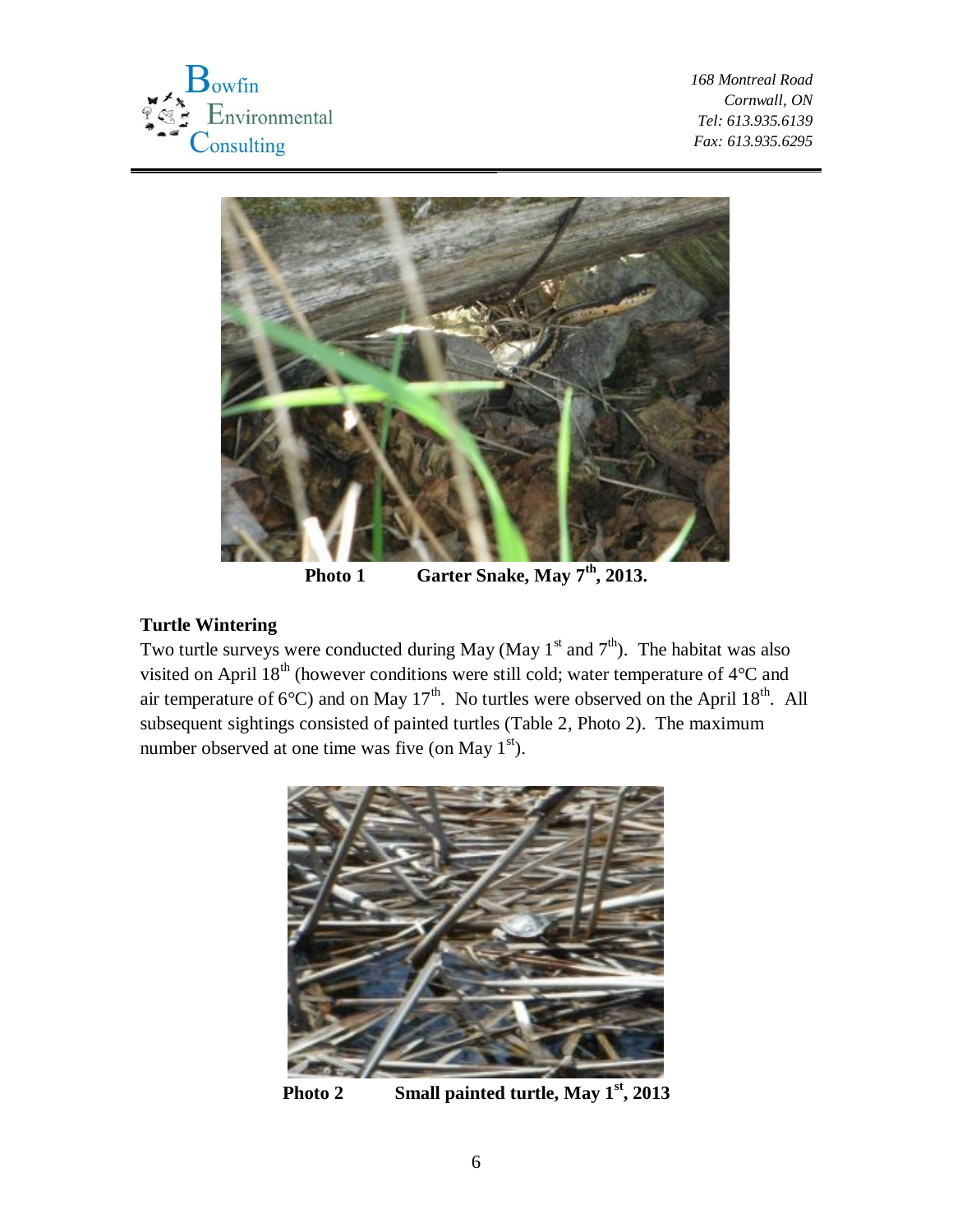Photo 1 Garter Snake, May 7th, 2013.

### Turtle Wintering

Two turtle surveys were conducted during May (May 1st and 7th). The habitat was also visited on April 18th (however conditions were still cold; water temperature of 4°C and air temperature of 6°C) and on May 17th. No turtles were observed on the April 18th. All subsequent sightings consisted of painted turtles (Table 2, Photo 2). The maximum number observed at one time was five (on May 1st).

Photo 2 Small painted turtle, May 1st, 2013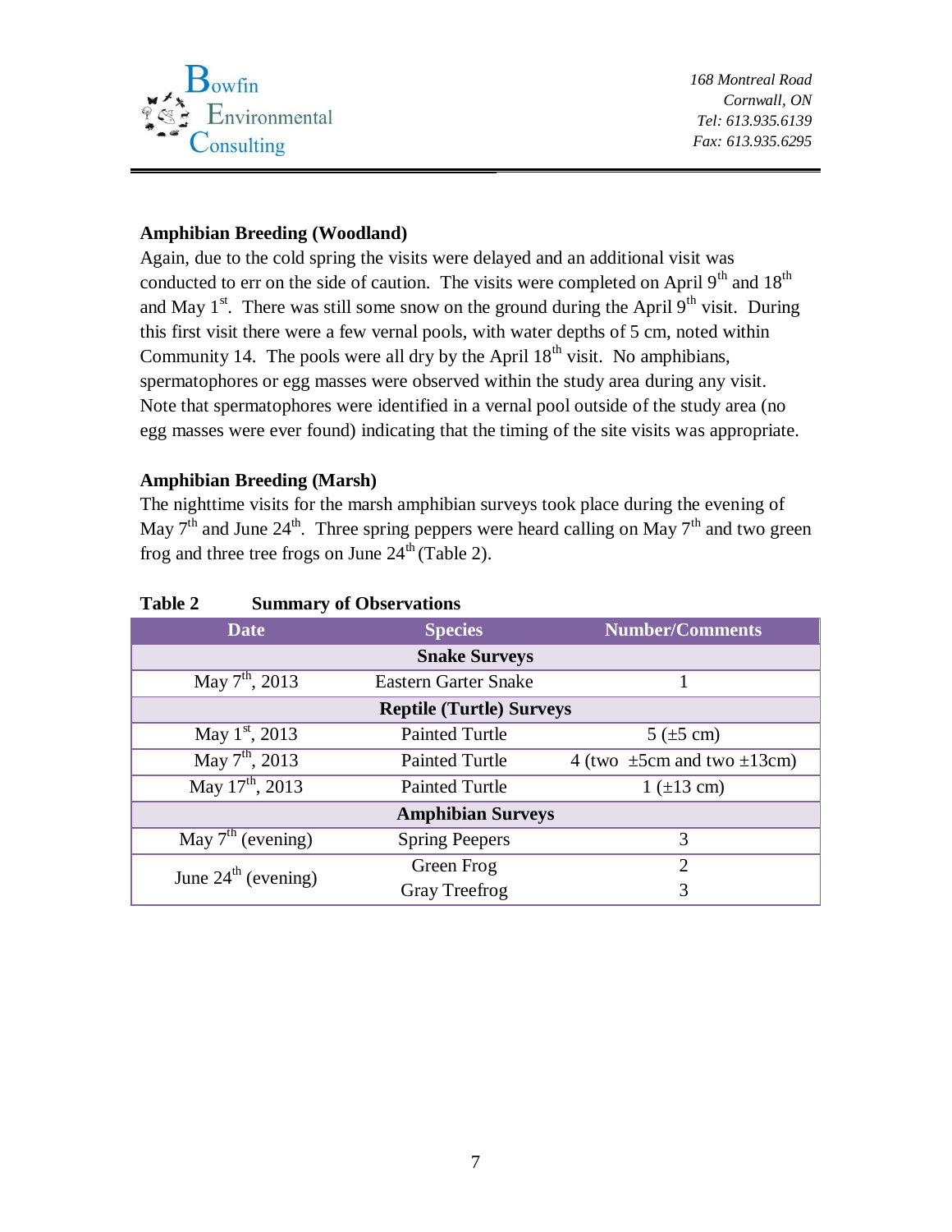**Amphibian Breeding (Woodland)**

Again, due to the cold spring the visits were delayed and an additional visit was conducted to err on the side of caution. The visits were completed on April 9th and 18th and May 1st. There was still some snow on the ground during the April 9th visit. During this first visit there were a few vernal pools, with water depths of 5 cm, noted within Community 14. The pools were all dry by the April 18th visit. No amphibians, spermatophores or egg masses were observed within the study area during any visit. Note that spermatophores were identified in a vernal pool outside of the study area (no egg masses were ever found) indicating that the timing of the site visits was appropriate.

**Amphibian Breeding (Marsh)**

The nighttime visits for the marsh amphibian surveys took place during the evening of May 7th and June 24th. Three spring peppers were heard calling on May 7th and two green frog and three tree frogs on June 24th (Table 2).

**Table 2 Summary of Observations**

| Date | Species | Number/Comments |
|---|---|---|
| | **Snake Surveys** | |
| May 7th, 2013 | Eastern Garter Snake | 1 |
| | **Reptile (Turtle) Surveys** | |
| May 1st, 2013 | Painted Turtle | 5 (±5 cm) |
| May 7th, 2013 | Painted Turtle | 4 (two ±5cm and two ±13cm) |
| May 17th, 2013 | Painted Turtle | 1 (±13 cm) |
| | **Amphibian Surveys** | |
| May 7th (evening) | Spring Peepers | 3 |
| June 24th (evening) | Green Frog | 2 |
| | Gray Treefrog | 3 |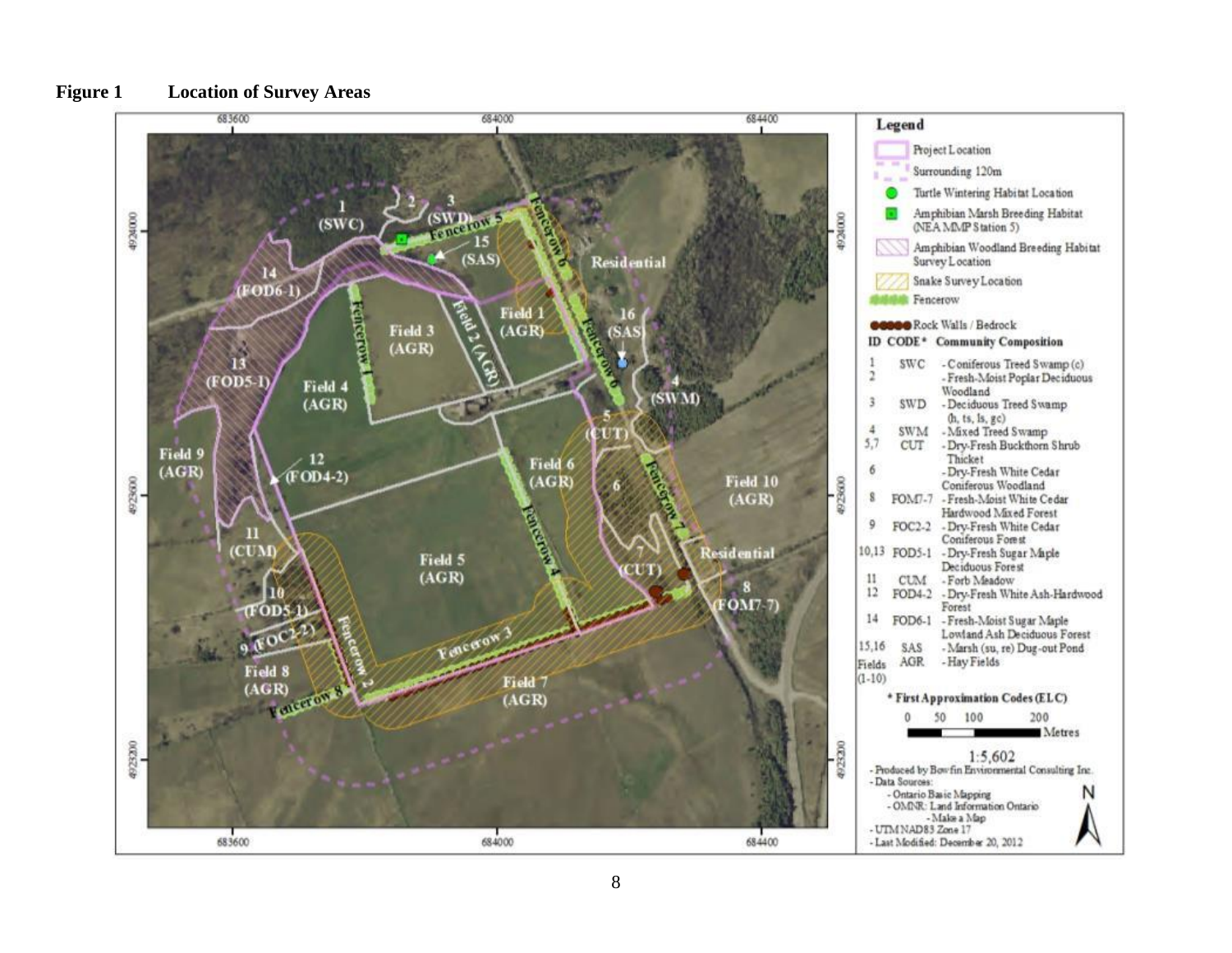**Figure 1 Location of Survey Areas**

| ID | CODE* | Community Composition |
|---|---|---|
| 1 | SWC | - Coniferous Treed Swamp (c) |
| 2 | | - Fresh-Moist Poplar Deciduous Woodland |
| 3 | SWD | - Deciduous Treed Swamp (h, ts, ls, gc) |
| 4 | SWM | - Mixed Treed Swamp |
| 5,7 | CUT | - Dry-Fresh Buckthorn Shrub Thicket |
| 6 | | - Dry-Fresh White Cedar Coniferous Woodland |
| 8 | FOM7-7 | - Fresh-Moist White Cedar Hardwood Mixed Forest |
| 9 | FOC2-2 | - Dry-Fresh White Cedar Coniferous Forest |
| 10,13 | FOD5-1 | - Dry-Fresh Sugar Maple Deciduous Forest |
| 11 | CUM | - Forb Meadow |
| 12 | FOD4-2 | - Dry-Fresh White Ash-Hardwood Forest |
| 14 | FOD6-1 | - Fresh-Moist Sugar Maple Lowland Ash Deciduous Forest |
| 15,16 | SAS | - Marsh (su, re) Dug-out Pond |
| Fields (1-10) | AGR | - Hay Fields |

\* First Approximation Codes (ELC)

1:5,602

- Produced by Bowfin Environmental Consulting Inc.
- Data Sources:
  - Ontario Basic Mapping
  - OMNR: Land Information Ontario - Make a Map
- UTM NAD83 Zone 17
- Last Modified: December 20, 2012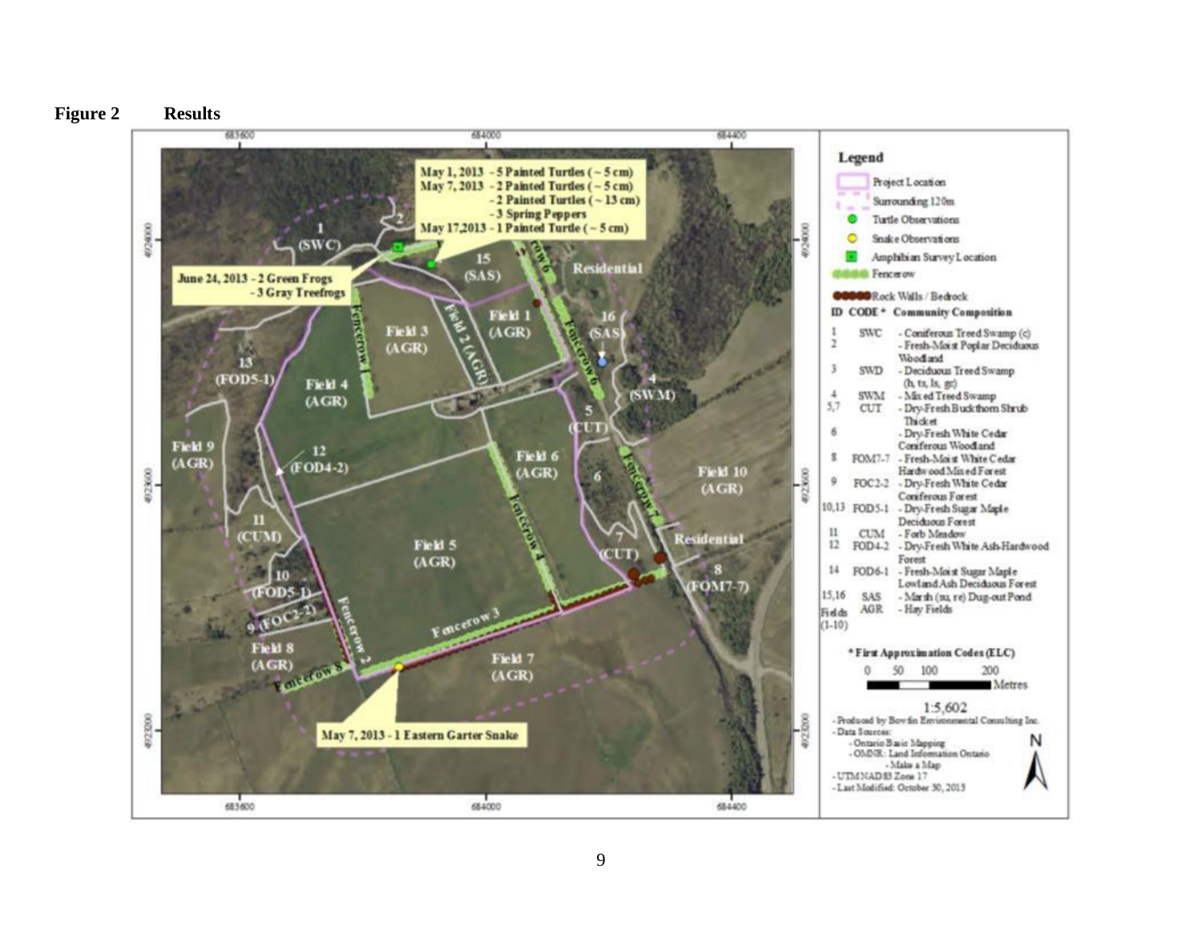**Figure 2 Results**

Legend

- Project Location
- Surrounding 120m
- Turtle Observations
- Snake Observations
- Amphibian Survey Location
- Fencerow
- Rock Walls / Bedrock

| ID | CODE * | Community Composition |
|---|---|---|
| 1 | SWC | - Coniferous Treed Swamp (c) |
| 2 | | - Fresh-Moist Poplar Deciduous Woodland |
| 3 | SWD | - Deciduous Treed Swamp (h, ts, ls, gc) |
| 4 | SWM | - Mixed Treed Swamp |
| 5,7 | CUT | - Dry-Fresh Buckthorn Shrub Thicket |
| 6 | | - Dry-Fresh White Cedar Coniferous Woodland |
| 8 | FOM7-7 | - Fresh-Moist White Cedar Hardwood Mixed Forest |
| 9 | FOC2-2 | - Dry-Fresh White Cedar Coniferous Forest |
| 10,13 | FOD5-1 | - Dry-Fresh Sugar Maple Deciduous Forest |
| 11 | CUM | - Forb Meadow |
| 12 | FOD4-2 | - Dry-Fresh White Ash-Hardwood Forest |
| 14 | FOD6-1 | - Fresh-Moist Sugar Maple Lowland Ash Deciduous Forest |
| 15,16 | SAS | - Marsh (su, re) Dug-out Pond |
| Fields (1-10) | AGR | - Hay Fields |

\* First Approximation Codes (ELC)

1:5,602

- Produced by Bowfin Environmental Consulting Inc.
- Data Sources:
  - Ontario Basic Mapping
  - OMNR: Land Information Ontario
  - Make a Map
- UTM NAD83 Zone 17
- Last Modified: October 30, 2013

May 1, 2013 - 5 Painted Turtles (~ 5 cm)
May 7, 2013 - 2 Painted Turtles (~ 5 cm)
- 2 Painted Turtles (~ 13 cm)
- 3 Spring Peppers
May 17,2013 - 1 Painted Turtle (~ 5 cm)

June 24, 2013 - 2 Green Frogs
- 3 Gray Treefrogs

May 7, 2013 - 1 Eastern Garter Snake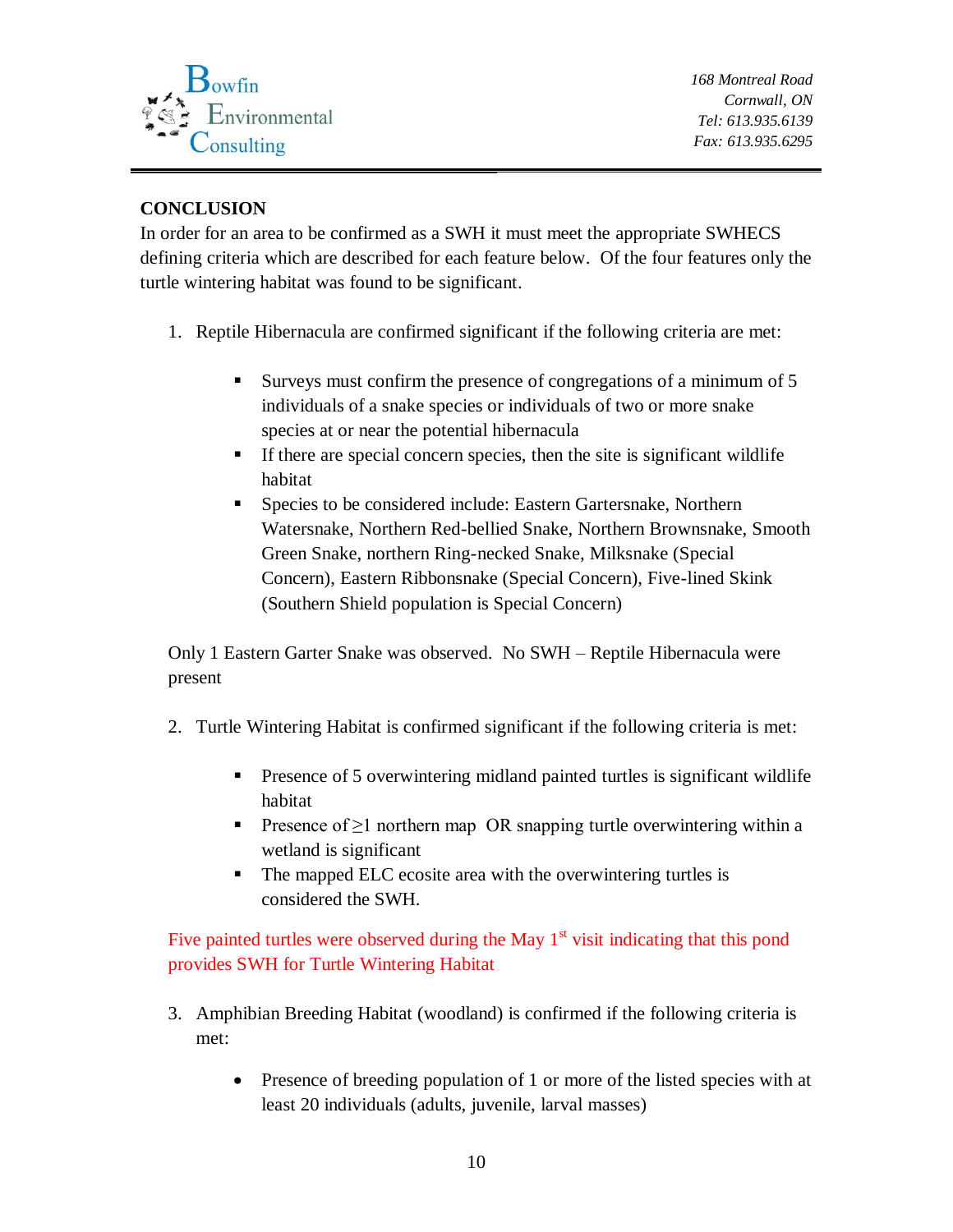## CONCLUSION

In order for an area to be confirmed as a SWH it must meet the appropriate SWHECS defining criteria which are described for each feature below. Of the four features only the turtle wintering habitat was found to be significant.

1. Reptile Hibernacula are confirmed significant if the following criteria are met:

   - Surveys must confirm the presence of congregations of a minimum of 5 individuals of a snake species or individuals of two or more snake species at or near the potential hibernacula
   - If there are special concern species, then the site is significant wildlife habitat
   - Species to be considered include: Eastern Gartersnake, Northern Watersnake, Northern Red-bellied Snake, Northern Brownsnake, Smooth Green Snake, northern Ring-necked Snake, Milksnake (Special Concern), Eastern Ribbonsnake (Special Concern), Five-lined Skink (Southern Shield population is Special Concern)

   Only 1 Eastern Garter Snake was observed. No SWH – Reptile Hibernacula were present

2. Turtle Wintering Habitat is confirmed significant if the following criteria is met:

   - Presence of 5 overwintering midland painted turtles is significant wildlife habitat
   - Presence of ≥1 northern map OR snapping turtle overwintering within a wetland is significant
   - The mapped ELC ecosite area with the overwintering turtles is considered the SWH.

   Five painted turtles were observed during the May 1st visit indicating that this pond provides SWH for Turtle Wintering Habitat

3. Amphibian Breeding Habitat (woodland) is confirmed if the following criteria is met:

   - Presence of breeding population of 1 or more of the listed species with at least 20 individuals (adults, juvenile, larval masses)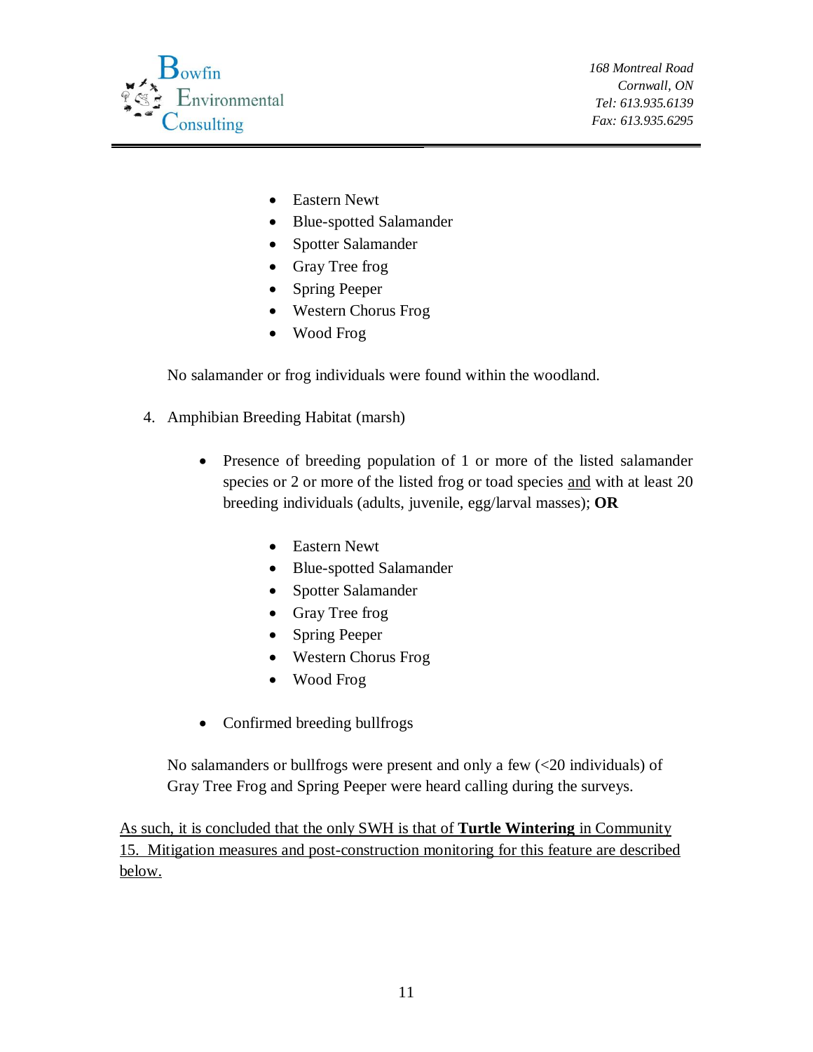- Eastern Newt
- Blue-spotted Salamander
- Spotter Salamander
- Gray Tree frog
- Spring Peeper
- Western Chorus Frog
- Wood Frog

No salamander or frog individuals were found within the woodland.

4. Amphibian Breeding Habitat (marsh)

    - Presence of breeding population of 1 or more of the listed salamander species or 2 or more of the listed frog or toad species <u>and</u> with at least 20 breeding individuals (adults, juvenile, egg/larval masses); **OR**

        - Eastern Newt
        - Blue-spotted Salamander
        - Spotter Salamander
        - Gray Tree frog
        - Spring Peeper
        - Western Chorus Frog
        - Wood Frog

    - Confirmed breeding bullfrogs

    No salamanders or bullfrogs were present and only a few (<20 individuals) of Gray Tree Frog and Spring Peeper were heard calling during the surveys.

<u>As such, it is concluded that the only SWH is that of **Turtle Wintering** in Community 15. Mitigation measures and post-construction monitoring for this feature are described below.</u>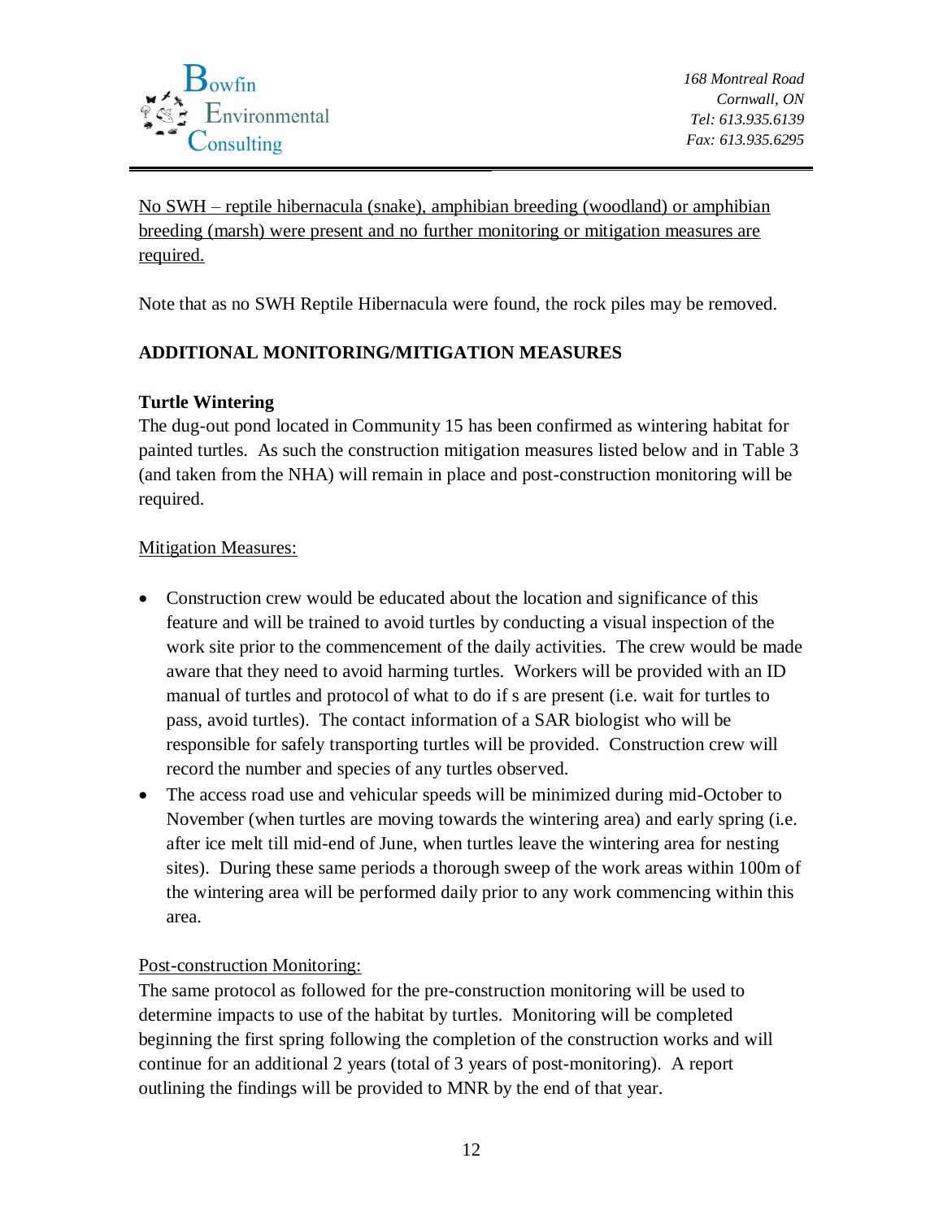<u>No SWH – reptile hibernacula (snake), amphibian breeding (woodland) or amphibian breeding (marsh) were present and no further monitoring or mitigation measures are required.</u>

Note that as no SWH Reptile Hibernacula were found, the rock piles may be removed.

## ADDITIONAL MONITORING/MITIGATION MEASURES

### Turtle Wintering

The dug-out pond located in Community 15 has been confirmed as wintering habitat for painted turtles. As such the construction mitigation measures listed below and in Table 3 (and taken from the NHA) will remain in place and post-construction monitoring will be required.

<u>Mitigation Measures:</u>

- Construction crew would be educated about the location and significance of this feature and will be trained to avoid turtles by conducting a visual inspection of the work site prior to the commencement of the daily activities. The crew would be made aware that they need to avoid harming turtles. Workers will be provided with an ID manual of turtles and protocol of what to do if s are present (i.e. wait for turtles to pass, avoid turtles). The contact information of a SAR biologist who will be responsible for safely transporting turtles will be provided. Construction crew will record the number and species of any turtles observed.
- The access road use and vehicular speeds will be minimized during mid-October to November (when turtles are moving towards the wintering area) and early spring (i.e. after ice melt till mid-end of June, when turtles leave the wintering area for nesting sites). During these same periods a thorough sweep of the work areas within 100m of the wintering area will be performed daily prior to any work commencing within this area.

<u>Post-construction Monitoring:</u>

The same protocol as followed for the pre-construction monitoring will be used to determine impacts to use of the habitat by turtles. Monitoring will be completed beginning the first spring following the completion of the construction works and will continue for an additional 2 years (total of 3 years of post-monitoring). A report outlining the findings will be provided to MNR by the end of that year.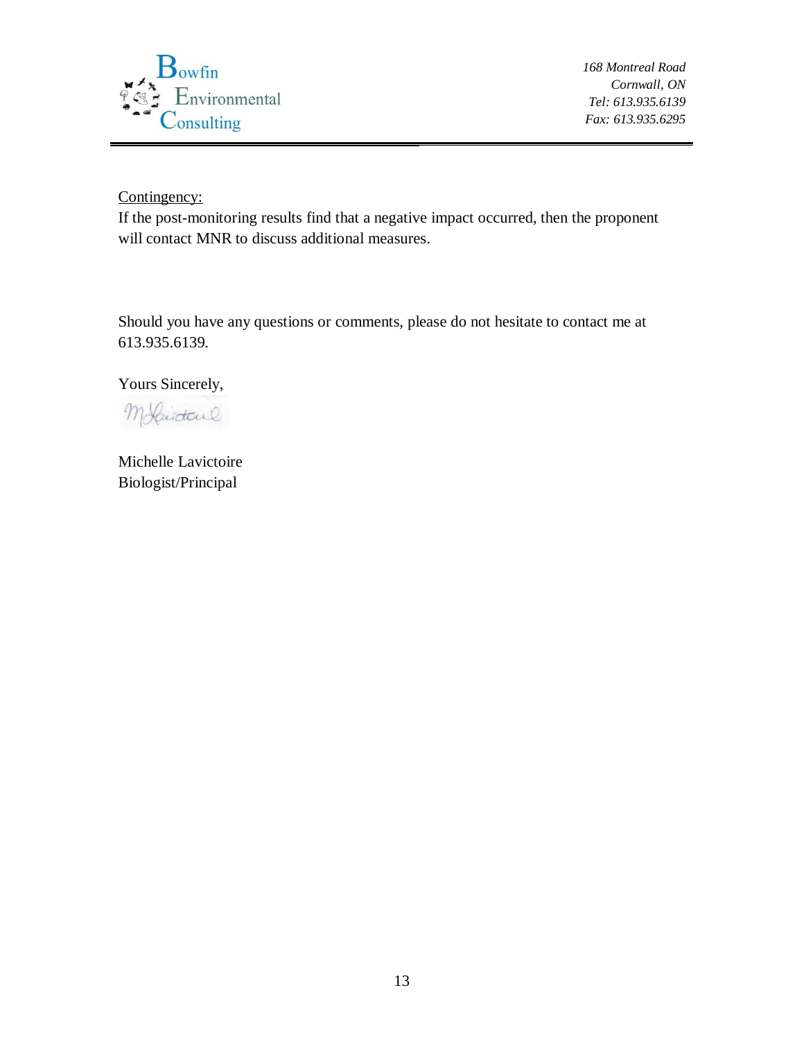Contingency:

If the post-monitoring results find that a negative impact occurred, then the proponent will contact MNR to discuss additional measures.

Should you have any questions or comments, please do not hesitate to contact me at 613.935.6139.

Yours Sincerely,

Michelle Lavictoire
Biologist/Principal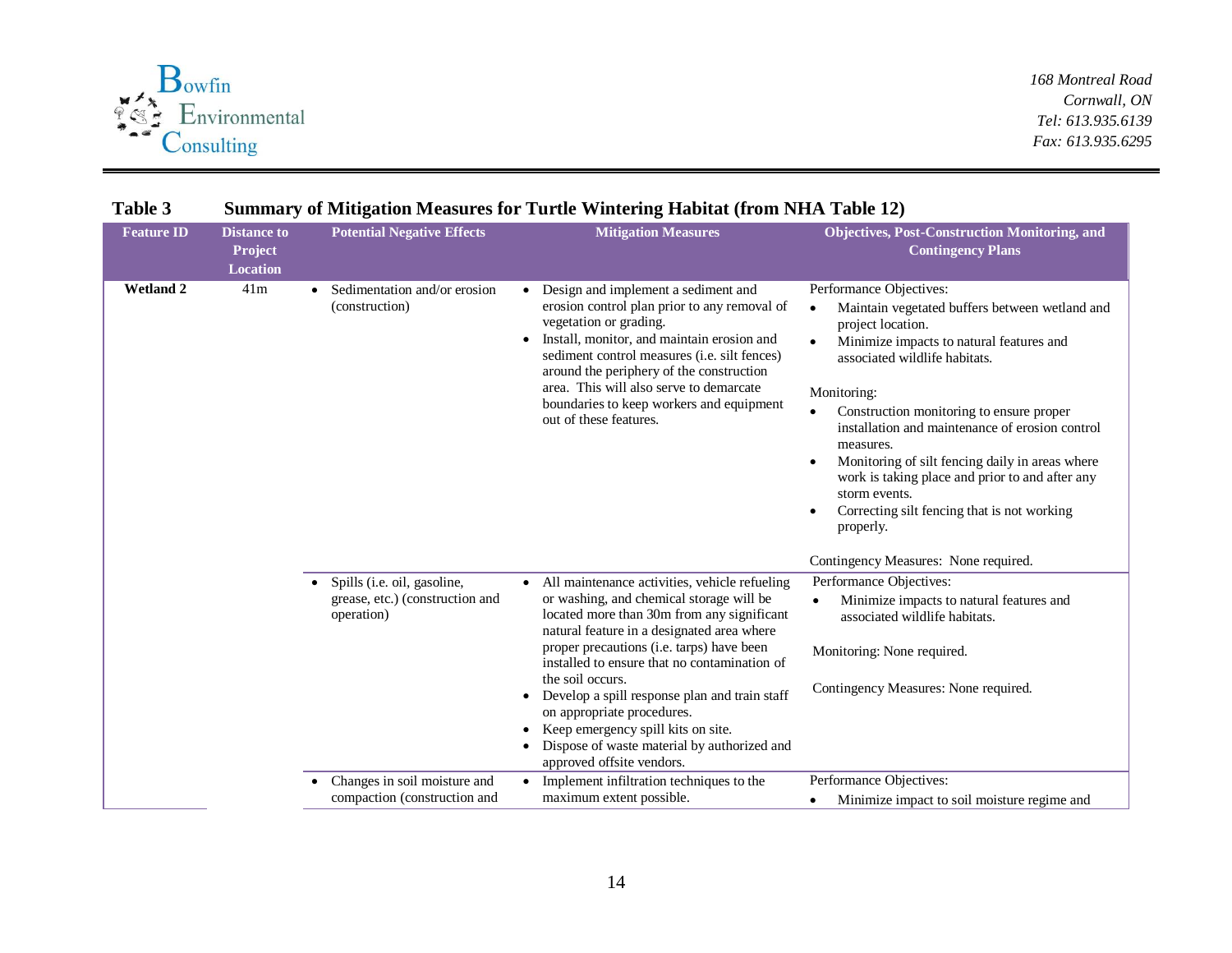**Table 3 Summary of Mitigation Measures for Turtle Wintering Habitat (from NHA Table 12)**

| Feature ID | Distance to Project Location | Potential Negative Effects | Mitigation Measures | Objectives, Post-Construction Monitoring, and Contingency Plans |
|---|---|---|---|---|
| **Wetland 2** | 41m | • Sedimentation and/or erosion (construction) | • Design and implement a sediment and erosion control plan prior to any removal of vegetation or grading.<br>• Install, monitor, and maintain erosion and sediment control measures (i.e. silt fences) around the periphery of the construction area. This will also serve to demarcate boundaries to keep workers and equipment out of these features. | Performance Objectives:<br>• Maintain vegetated buffers between wetland and project location.<br>• Minimize impacts to natural features and associated wildlife habitats.<br><br>Monitoring:<br>• Construction monitoring to ensure proper installation and maintenance of erosion control measures.<br>• Monitoring of silt fencing daily in areas where work is taking place and prior to and after any storm events.<br>• Correcting silt fencing that is not working properly.<br><br>Contingency Measures: None required. |
| | | • Spills (i.e. oil, gasoline, grease, etc.) (construction and operation) | • All maintenance activities, vehicle refueling or washing, and chemical storage will be located more than 30m from any significant natural feature in a designated area where proper precautions (i.e. tarps) have been installed to ensure that no contamination of the soil occurs.<br>• Develop a spill response plan and train staff on appropriate procedures.<br>• Keep emergency spill kits on site.<br>• Dispose of waste material by authorized and approved offsite vendors. | Performance Objectives:<br>• Minimize impacts to natural features and associated wildlife habitats.<br><br>Monitoring: None required.<br><br>Contingency Measures: None required. |
| | | • Changes in soil moisture and compaction (construction and | • Implement infiltration techniques to the maximum extent possible. | Performance Objectives:<br>• Minimize impact to soil moisture regime and |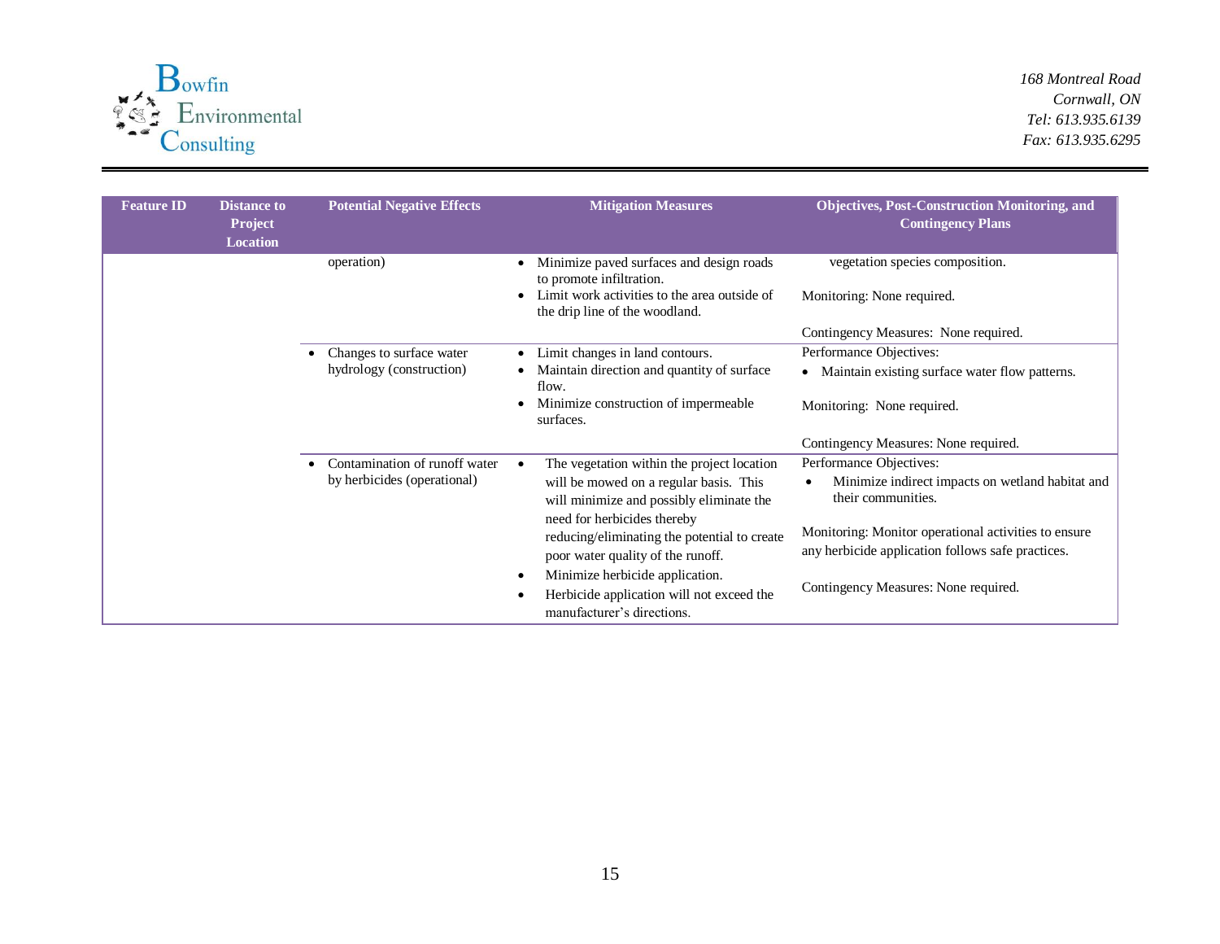| Feature ID | Distance to Project Location | Potential Negative Effects | Mitigation Measures | Objectives, Post-Construction Monitoring, and Contingency Plans |
|---|---|---|---|---|
| | | operation) | • Minimize paved surfaces and design roads to promote infiltration.<br>• Limit work activities to the area outside of the drip line of the woodland. | vegetation species composition.<br><br>Monitoring: None required.<br><br>Contingency Measures: None required. |
| | | • Changes to surface water hydrology (construction) | • Limit changes in land contours.<br>• Maintain direction and quantity of surface flow.<br>• Minimize construction of impermeable surfaces. | Performance Objectives:<br>• Maintain existing surface water flow patterns.<br><br>Monitoring: None required.<br><br>Contingency Measures: None required. |
| | | • Contamination of runoff water by herbicides (operational) | • The vegetation within the project location will be mowed on a regular basis. This will minimize and possibly eliminate the need for herbicides thereby reducing/eliminating the potential to create poor water quality of the runoff.<br>• Minimize herbicide application.<br>• Herbicide application will not exceed the manufacturer's directions. | Performance Objectives:<br>• Minimize indirect impacts on wetland habitat and their communities.<br><br>Monitoring: Monitor operational activities to ensure any herbicide application follows safe practices.<br><br>Contingency Measures: None required. |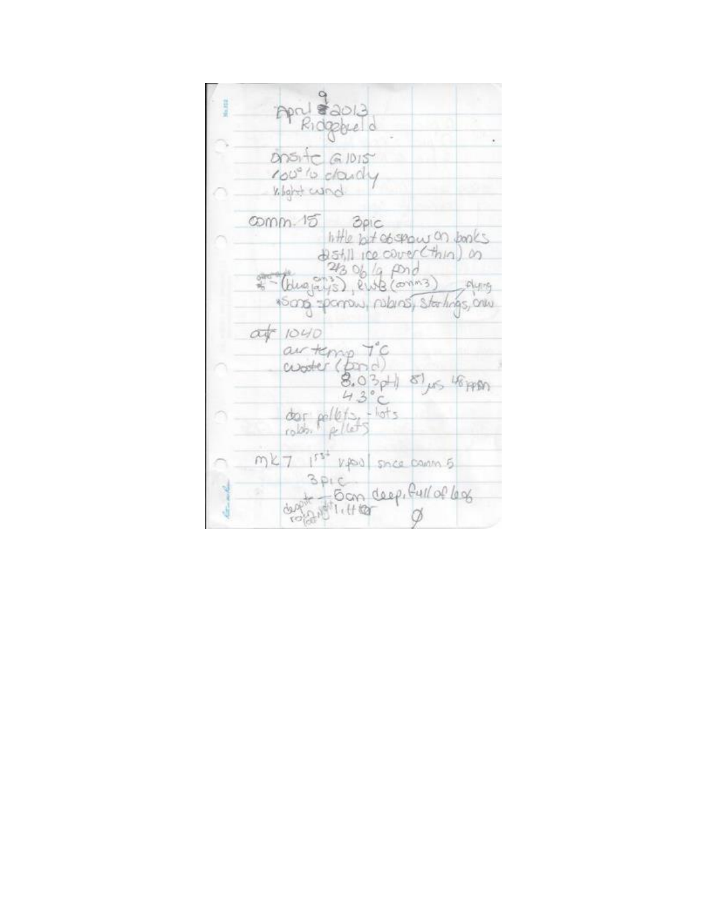April 9 2013
Ridgefield

onsite @ 1015
100% cloudy
light wind

comm. 15 &nbsp;&nbsp;&nbsp; 3pic
little bit of snow on banks
& still ice cover (thin) on
2/3 of lg pond
* (bluejays), RWB (comm3) flying
* Song sparrow, robins, starlings, crow

at 1040
air temp 7°C
water (pond)
8.03 pH &nbsp; 81 µs &nbsp; 48 ppm
4.3°C
deer pellets - lots
rabbit pellets

mk7 &nbsp; 1st vpool since comm 5
3pic
5cm deep, full of leaf
litter
Ø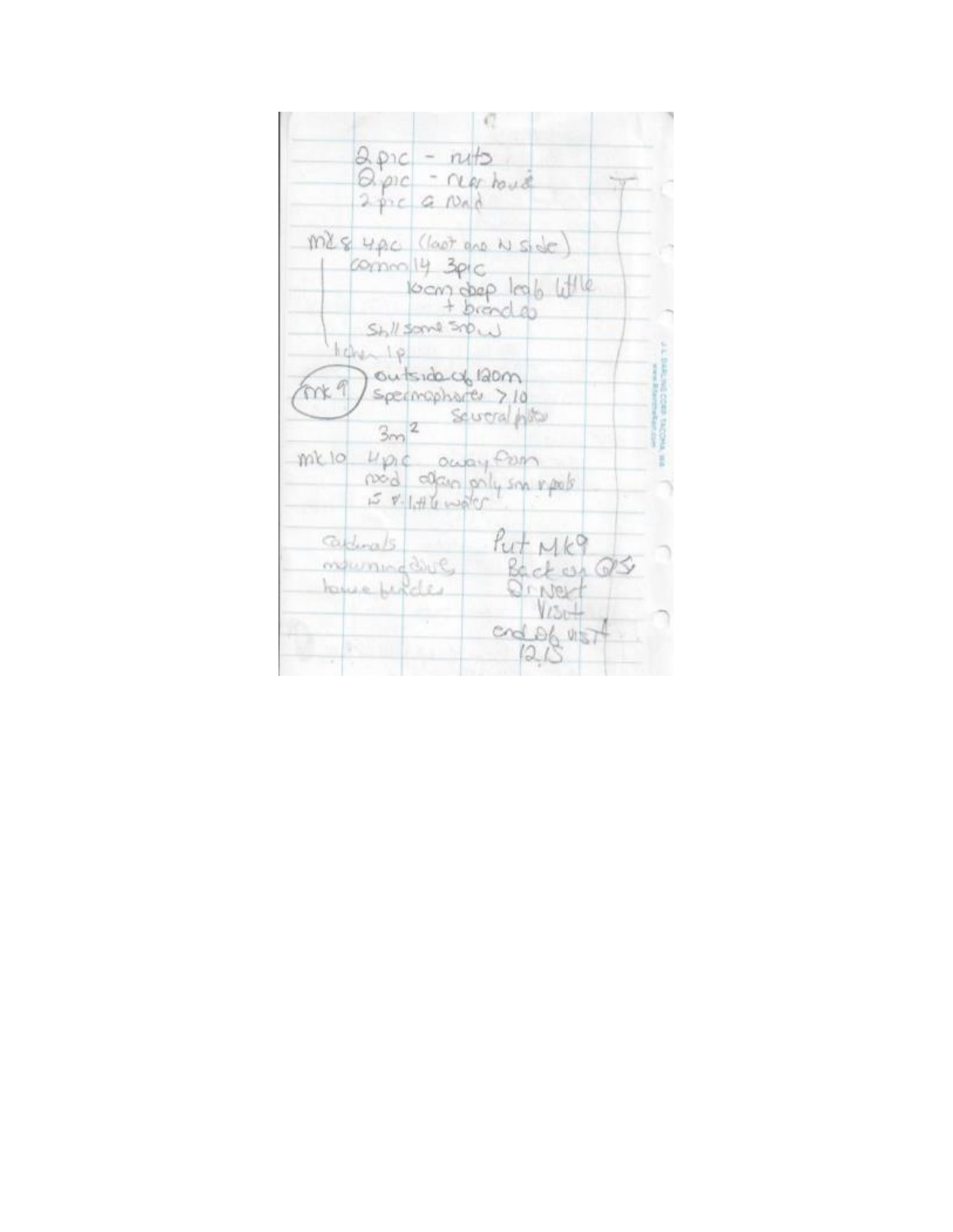2 pic - nuts
2 pic - near house
2 pic @ road

mk8 4pic (last one N side)
comm 14 3pic
10cm deep leaf litter
+ brendan
Still some snow
lichen 1p

(mk9) outside of 120m
Spermophores > 10
several photos
$3m^2$

mk10 4pic away from
road again only sm r pools
& little water

Cardinals
mourning dove
house finches

Put Mk9
Back on Q5
@ next
Visit
end of visit
12:15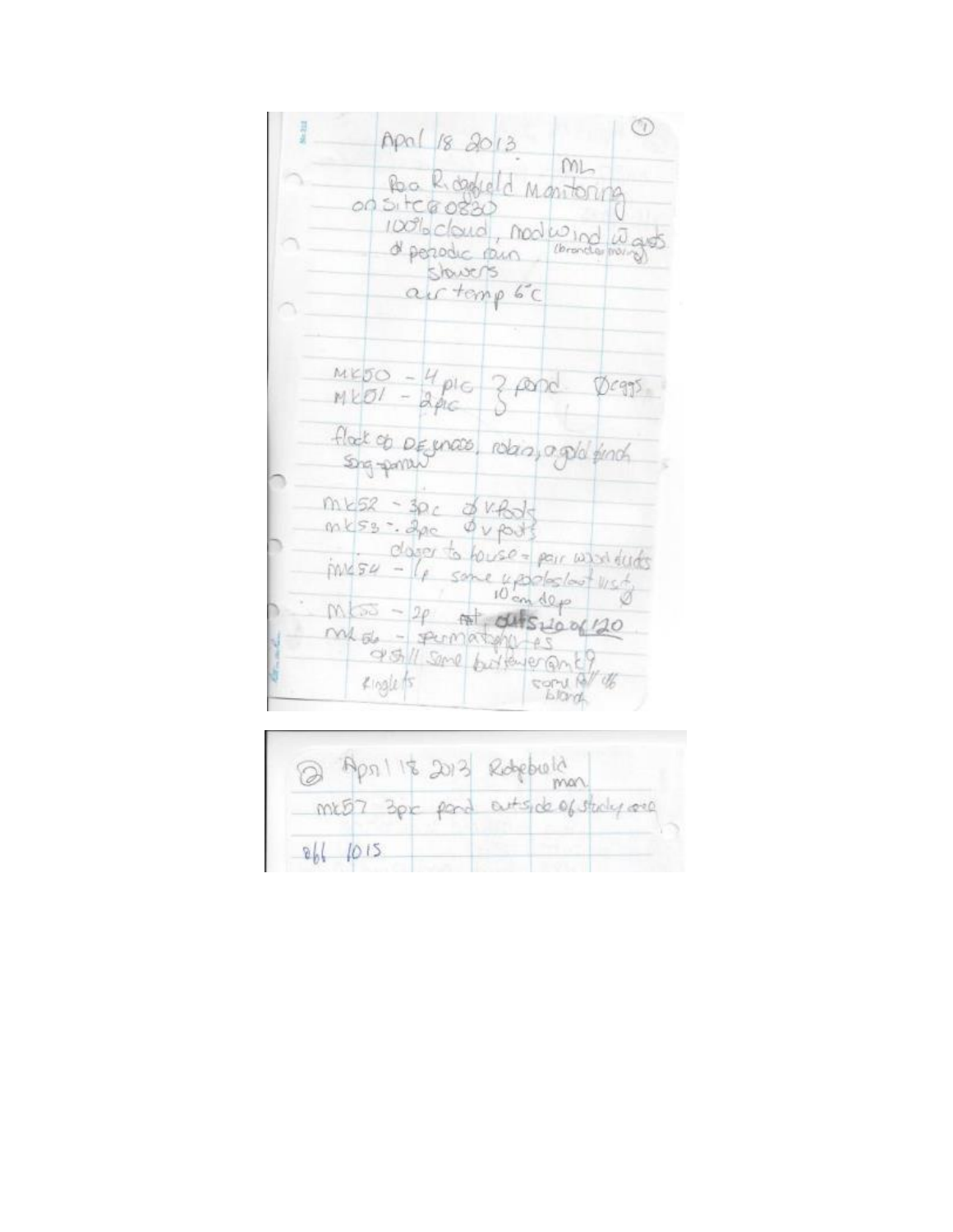April 18 2013

ML

Rosa Ridgefield Monitoring

on site @ 0830

100% cloud, mod wind w gusts (branches moving)

& periodic rain showers

air temp 6°C

MK50 – 4 pic } pond Ø eggs

MK51 – 2 pic }

flock of DE juncos, robin, a gold finch

song sparrow

MK52 – 3 pc Ø v. pools

MK53 – 2 pc Ø v pools

closer to house = pair wood ducks

MK54 – 1 p some v pools/wet list 10 cm deep Ø

MK55 – 2 p cuts 20 of 120

MK56 – spermatophores

still some buttercups @ MK9

Ringlets some fall off blanch

②  April 18 2013 Ridgefield mon.

MK57 3 pc pond outside of study area

off 1015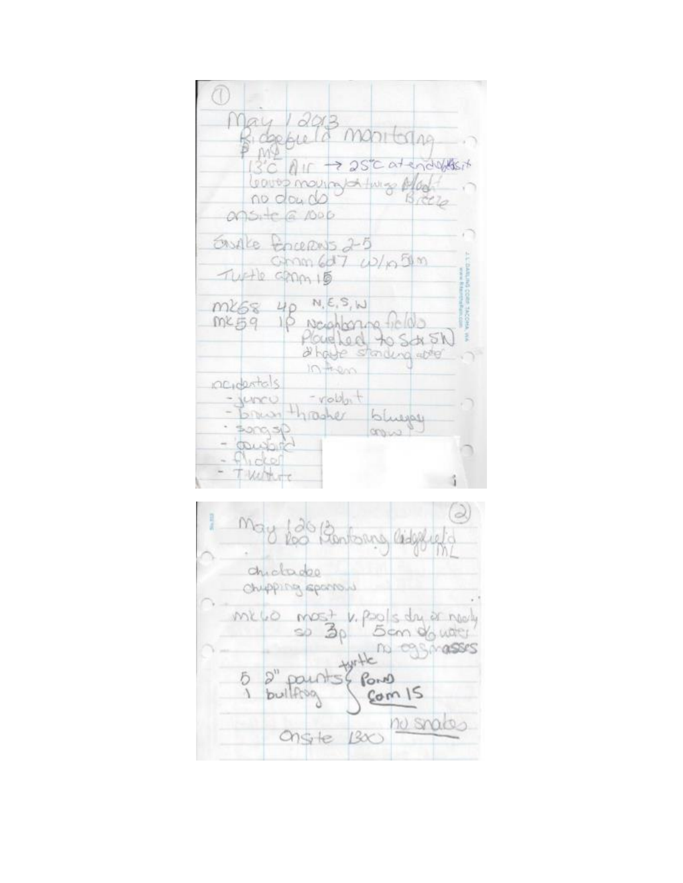①

May 1 2013
Ridgefield monitoring
P ML
13°C Air → 25°C at end of visit
leaves moving/at twigs, Moderate Breeze
no clouds
onsite @ 1000

Snake fencerows 2-5
Cmm 6&7 w/in 50 m
Turtle cmm 15

mk58 4p N, E, S, W
mk59 1p Neighboring fields
Ploughed to Sa SN
& have standing water
in them

Incidentals
- junco
- brown thrasher
- song sp
- cowbird
- flicker
- T. vulture
- rabbit
- bluejay
- crow

②

May 1 2013
Roo Monitoring Ridgefield
ML

chickadee
chipping sparrow

mk60 most v. pools dry or nearly
so 3p 5cm of water
no egg masses

5 2" paints } turtle Pond
1 bullfrog } com 15

no snakes

Onsite 1300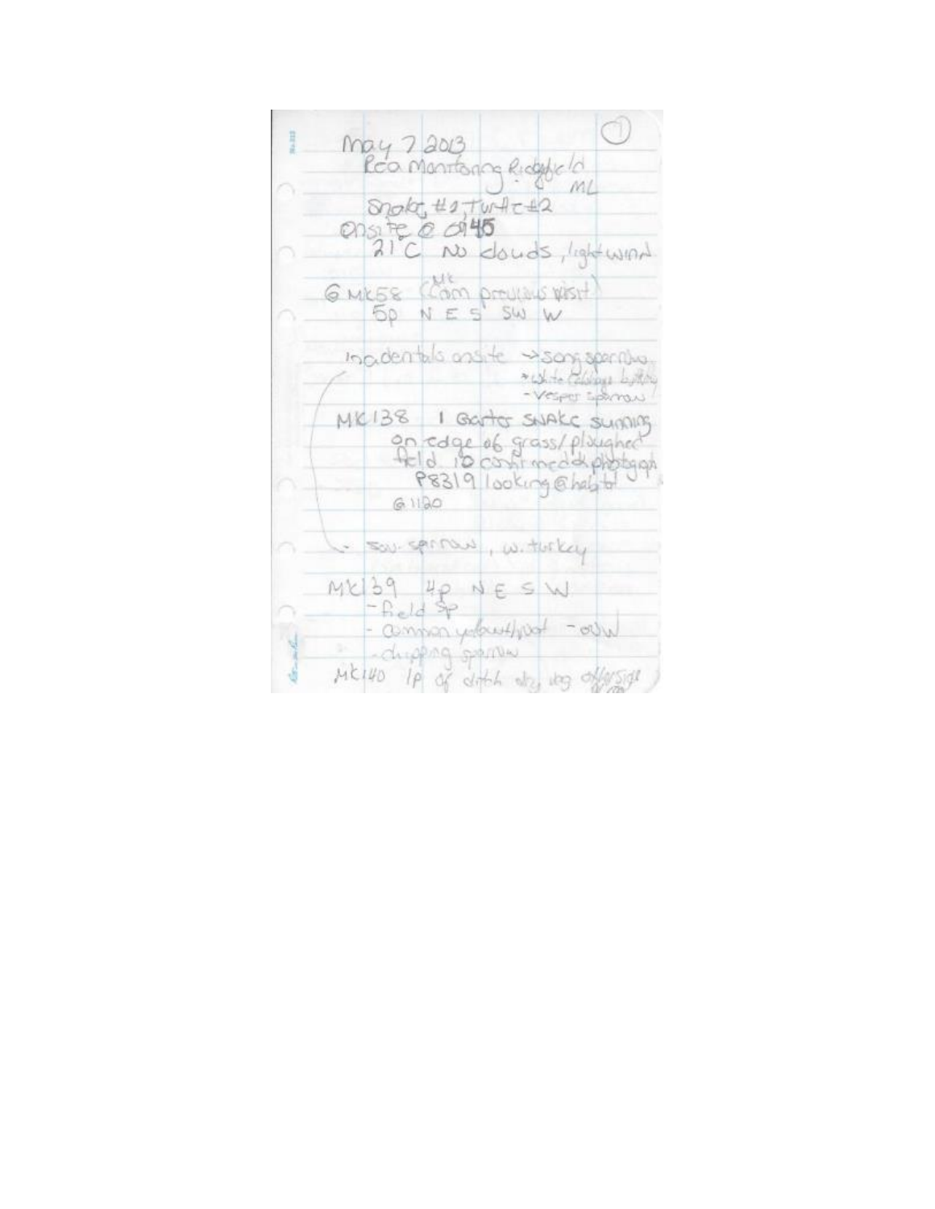May 7 2013

Rca Monitoring Ridgefield

ML

Snake #2, Turtle #2

onsite @ 0945

21 C No clouds, light wind

@ MK58 (Cam previous visit) MK

5p N E S SW W

Incidentals onsite → song sparrow
- White throated bunting
- Vesper sparrow

MK138 1 Garter snake sunning on edge of grass/ploughed field ID confirmed & photograph P8319 looking @ habitat

@ 1120

- sav. sparrow, w. turkey

MK139 4p N E S W
- field sp
- common yellowthroat - ovw
- chipping sparrow

MK140 1p of ditch dry veg offersign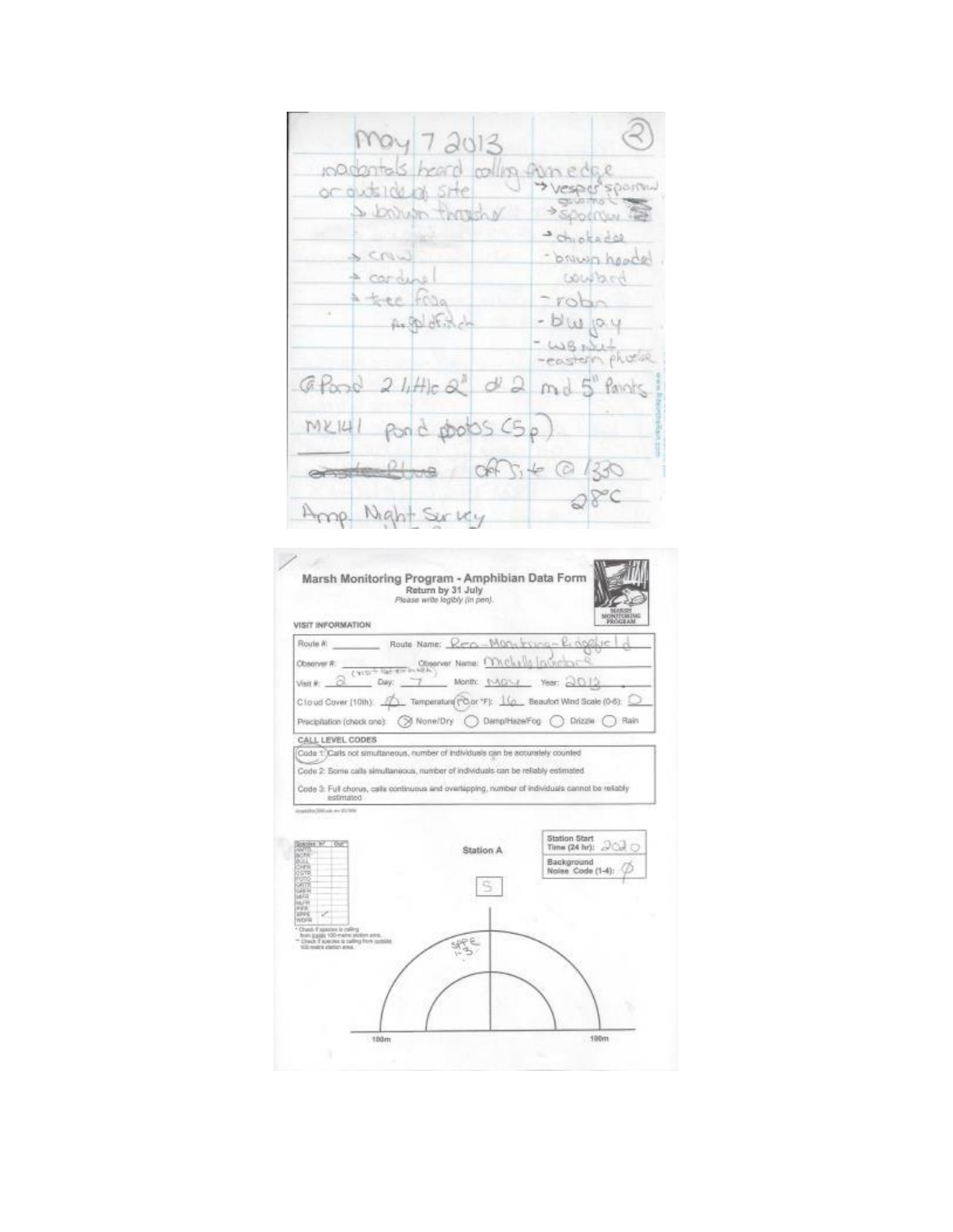May 7 2013 ②

incidentals heard calling from edge or outside of site

- → brown thrasher
- → crow
- → cardinal
- → tree frog
- → goldfinch
- → vesper sparrow
- → sparrow
- → chickadee
- brown headed cowbird
- robin
- blue jay
- WB nut
- eastern phoebe

@ Pond 2 1/4 H2O 2" & 2 mid 5" Points

MK141 pond photos (5p)

~~onsite Blue~~ off site @ 1330

28°C

Amp. Night Survey

# Marsh Monitoring Program - Amphibian Data Form

Return by 31 July

*Please write legibly (in pen).*

## VISIT INFORMATION

Route #: ______ Route Name: Rec Monitoring - Ridgefield

Observer #: ______ Observer Name: Michelle ______

Visit #: 2 Day: 7 Month: May Year: 2013

Cloud Cover (10th): 0 Temperature (°C or °F): 16 Beaufort Wind Scale (0-6): 0

Precipitation (check one): (X) None/Dry ( ) Damp/Haze/Fog ( ) Drizzle ( ) Rain

## CALL LEVEL CODES

Code 1: Calls not simultaneous, number of individuals can be accurately counted

Code 2: Some calls simultaneous, number of individuals can be reliably estimated

Code 3: Full chorus, calls continuous and overlapping, number of individuals cannot be reliably estimated

## Station A

Station Start Time (24 hr): 2020

Background Noise Code (1-4): 0

S

| Species | In* | Out** |
|---|---|---|
| AMTO | | |
| BCFR | | |
| BULL | | |
| CHFR | | |
| CGTR | | |
| FOTO | | |
| GRTR | | |
| GRFR | | |
| MIFR | | |
| NLFR | | |
| PIFR | | |
| SPPE | ✓ | |
| WOFR | | |

\* Check if species is calling from inside 100-metre station area.
\*\* Check if species is calling from outside 100-metre station area.

SPPE 1-3

100m 100m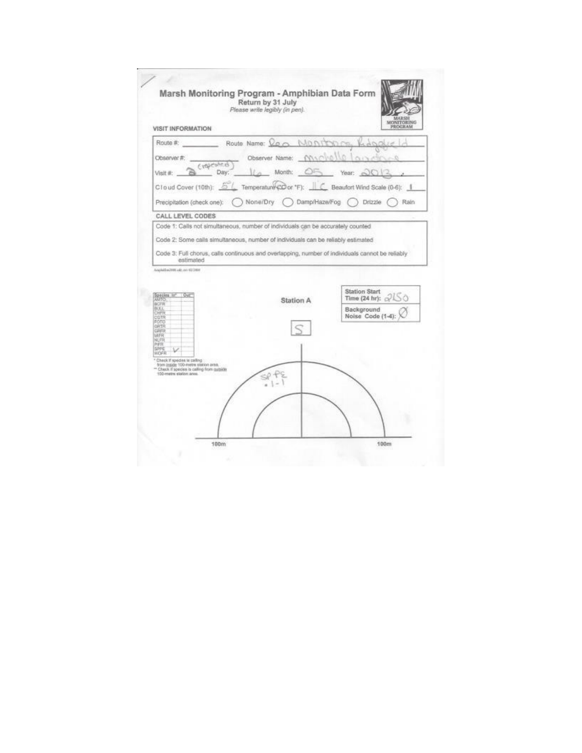# Marsh Monitoring Program - Amphibian Data Form

**Return by 31 July**

*Please write legibly (in pen).*

MARSH MONITORING PROGRAM

## VISIT INFORMATION

Route #: ________ Route Name: Leo Monitoring Ridgefield

Observer #: ________ Observer Name: Michelle Lowdone

Visit #: 2 (repeated) Day: 16 Month: 05 Year: 2013

Cloud Cover (10th): 5/ Temperature (°C or °F): 11C Beaufort Wind Scale (0-6): 1

Precipitation (check one): ◯ None/Dry ◯ Damp/Haze/Fog ◯ Drizzle ◯ Rain

## CALL LEVEL CODES

Code 1: Calls not simultaneous, number of individuals can be accurately counted

Code 2: Some calls simultaneous, number of individuals can be reliably estimated

Code 3: Full chorus, calls continuous and overlapping, number of individuals cannot be reliably estimated

AmphibForm2008.wpd, rev 02/2008

### Station A

Station Start Time (24 hr): 2150

Background Noise Code (1-4): Ø

S

| Species | In* | Out** |
|---|---|---|
| AMTO | | |
| BCFR | | |
| BULL | | |
| CHFR | | |
| CGTR | | |
| FOTO | | |
| GRTR | | |
| GRFR | | |
| MIFR | | |
| NLFR | | |
| PIFR | | |
| SPPE | ✓ | |
| WOFR | | |

\* Check if species is calling from inside 100-metre station area.

\** Check if species is calling from outside 100-metre station area.

SPPE
•1-1

100m 100m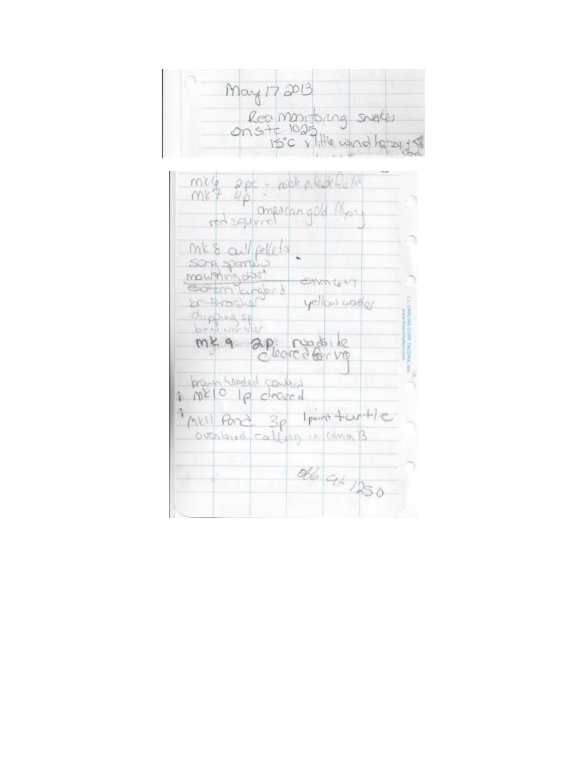May 17 2013

Rea monitoring snakes

onsite 1025

15°C, little wind hazy + 5% cloud

mk6 2pc - rock pile, field

mk7 4p

american gold flying

red squirrel

mk 8 owl pellets

song sparrow

mourning dove

eastern kingbird

br thrasher

chipping sp

bw warbler

comm 6+7

yellow warbler

mk 9 2p roadside cleared for veg

brown headed cowbird

mk10 1p cleared

mk11 Pond 3p 1 paint turtle

ovenbird calling in comm 13

off site 1250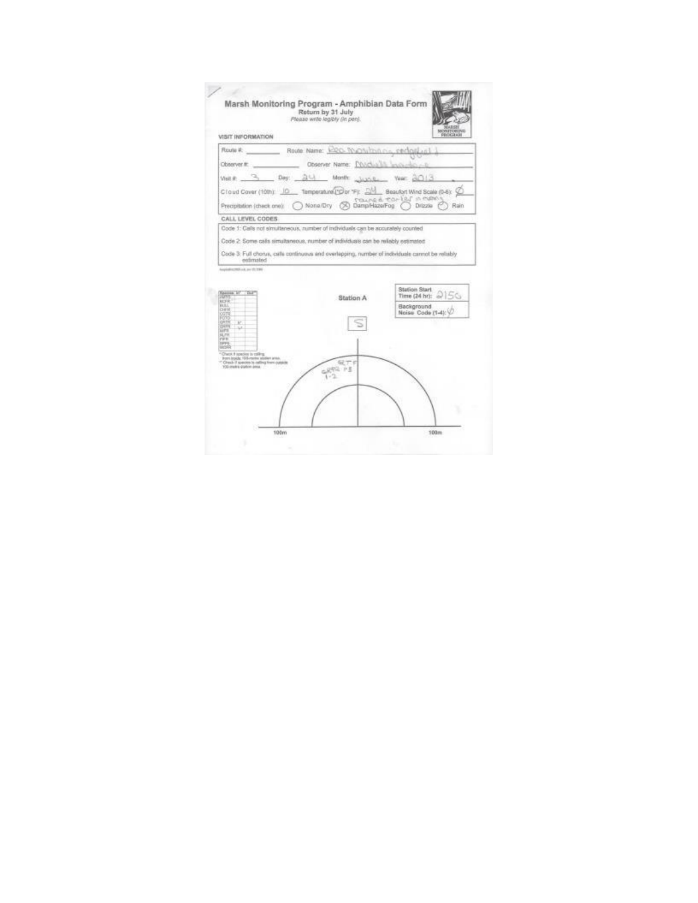# Marsh Monitoring Program - Amphibian Data Form

**Return by 31 July**

*Please write legibly (in pen).*

MARSH MONITORING PROGRAM

## VISIT INFORMATION

Route #: ________ Route Name: Pco monitoring cedarvale

Observer #: ________ Observer Name: Michelle ________

Visit #: 3 Day: 24 Month: June Year: 2013

Cloud Cover (10th): 10 Temperature (°C or °F): 24 Beaufort Wind Scale (0-6): Ø

rained earlier in evening

Precipitation (check one): ◯ None/Dry ⊗ Damp/Haze/Fog ◯ Drizzle ◯ Rain

## CALL LEVEL CODES

Code 1: Calls not simultaneous, number of individuals can be accurately counted

Code 2: Some calls simultaneous, number of individuals can be reliably estimated

Code 3: Full chorus, calls continuous and overlapping, number of individuals cannot be reliably estimated

| Species | In* | Out** |
|---|---|---|
| AMTO | | |
| BCFR | | |
| BULL | | |
| CHFR | | |
| CGTR | | |
| FOTO | | |
| GRTR | ✓ | |
| GRFR | ✓ | |
| MIFR | | |
| NLFR | | |
| PIFR | | |
| SPPE | | |
| WOFR | | |

\* Check if species is calling from inside 100-metre station area.
\*\* Check if species is calling from outside 100-metre station area.

**Station A**

S

| Station Start Time (24 hr): 2150 |
|---|
| Background Noise Code (1-4): Ø |

GRTF
GRFR F3
1-2

100m 100m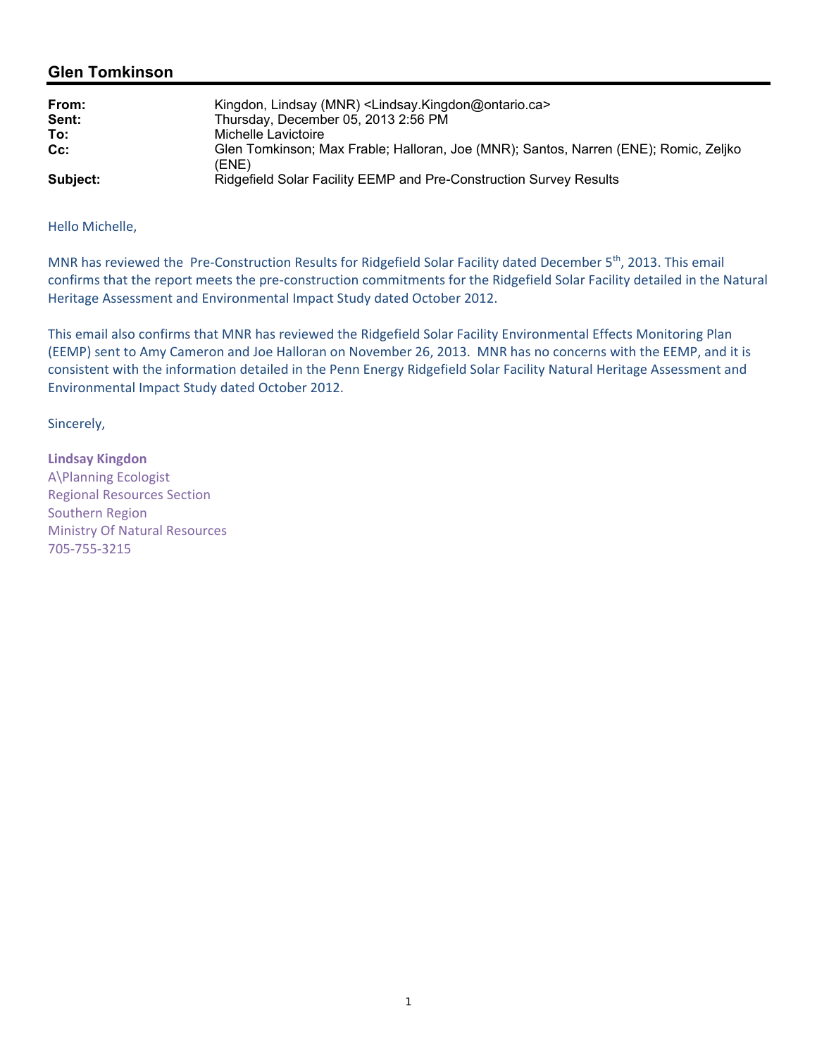## Glen Tomkinson

| | |
|---|---|
| **From:** | Kingdon, Lindsay (MNR) <Lindsay.Kingdon@ontario.ca> |
| **Sent:** | Thursday, December 05, 2013 2:56 PM |
| **To:** | Michelle Lavictoire |
| **Cc:** | Glen Tomkinson; Max Frable; Halloran, Joe (MNR); Santos, Narren (ENE); Romic, Zeljko (ENE) |
| **Subject:** | Ridgefield Solar Facility EEMP and Pre-Construction Survey Results |

Hello Michelle,

MNR has reviewed the Pre-Construction Results for Ridgefield Solar Facility dated December 5th, 2013. This email confirms that the report meets the pre-construction commitments for the Ridgefield Solar Facility detailed in the Natural Heritage Assessment and Environmental Impact Study dated October 2012.

This email also confirms that MNR has reviewed the Ridgefield Solar Facility Environmental Effects Monitoring Plan (EEMP) sent to Amy Cameron and Joe Halloran on November 26, 2013. MNR has no concerns with the EEMP, and it is consistent with the information detailed in the Penn Energy Ridgefield Solar Facility Natural Heritage Assessment and Environmental Impact Study dated October 2012.

Sincerely,

**Lindsay Kingdon**
A\Planning Ecologist
Regional Resources Section
Southern Region
Ministry Of Natural Resources
705-755-3215